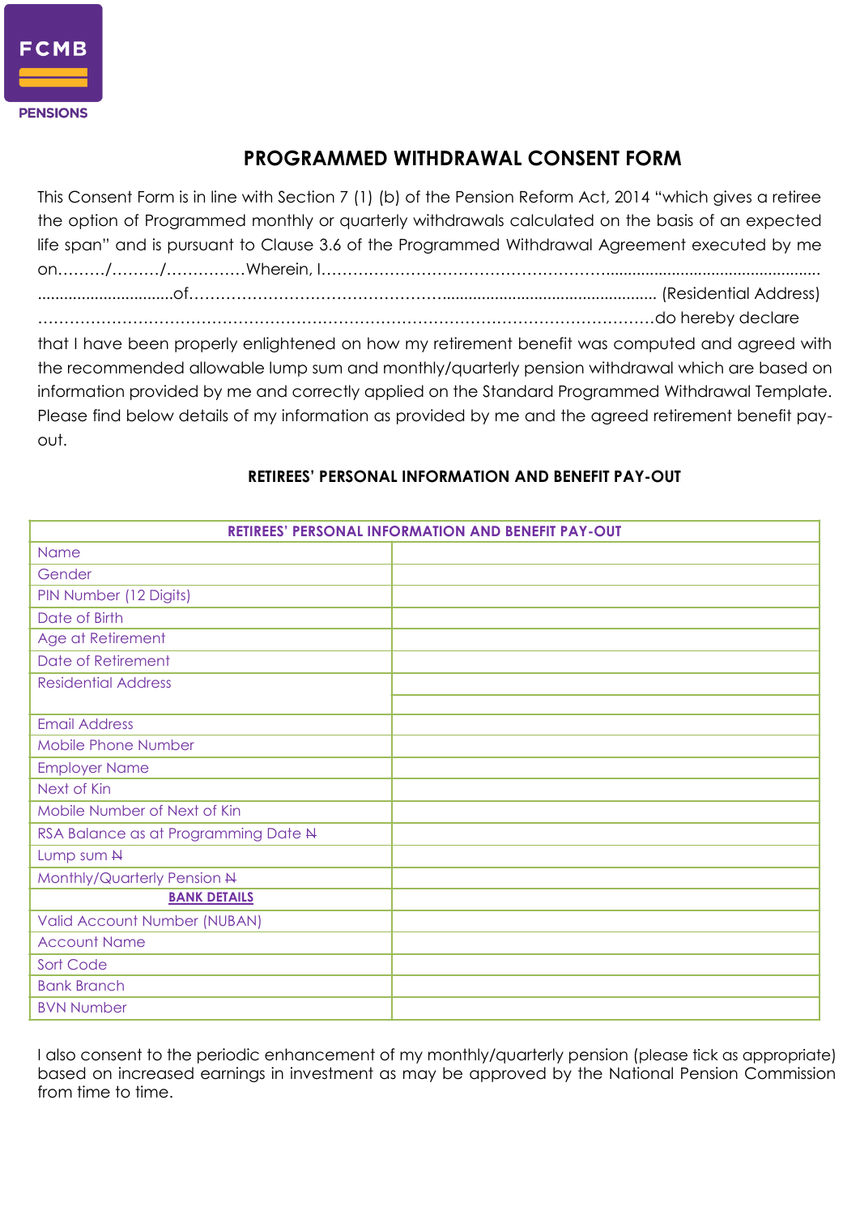FCMB PENSIONS

# PROGRAMMED WITHDRAWAL CONSENT FORM

This Consent Form is in line with Section 7 (1) (b) of the Pension Reform Act, 2014 "which gives a retiree the option of Programmed monthly or quarterly withdrawals calculated on the basis of an expected life span" and is pursuant to Clause 3.6 of the Programmed Withdrawal Agreement executed by me on………/………/……………Wherein, I……………………………………………….................................................. ...............................of………………………………………................................................. (Residential Address) ……………………………………………………………………………………………………do hereby declare that I have been properly enlightened on how my retirement benefit was computed and agreed with the recommended allowable lump sum and monthly/quarterly pension withdrawal which are based on information provided by me and correctly applied on the Standard Programmed Withdrawal Template. Please find below details of my information as provided by me and the agreed retirement benefit pay-out.

### RETIREES' PERSONAL INFORMATION AND BENEFIT PAY-OUT

| RETIREES' PERSONAL INFORMATION AND BENEFIT PAY-OUT | |
|---|---|
| Name | |
| Gender | |
| PIN Number (12 Digits) | |
| Date of Birth | |
| Age at Retirement | |
| Date of Retirement | |
| Residential Address | |
| | |
| Email Address | |
| Mobile Phone Number | |
| Employer Name | |
| Next of Kin | |
| Mobile Number of Next of Kin | |
| RSA Balance as at Programming Date ₦ | |
| Lump sum ₦ | |
| Monthly/Quarterly Pension ₦ | |
| **BANK DETAILS** | |
| Valid Account Number (NUBAN) | |
| Account Name | |
| Sort Code | |
| Bank Branch | |
| BVN Number | |

I also consent to the periodic enhancement of my monthly/quarterly pension (please tick as appropriate) based on increased earnings in investment as may be approved by the National Pension Commission from time to time.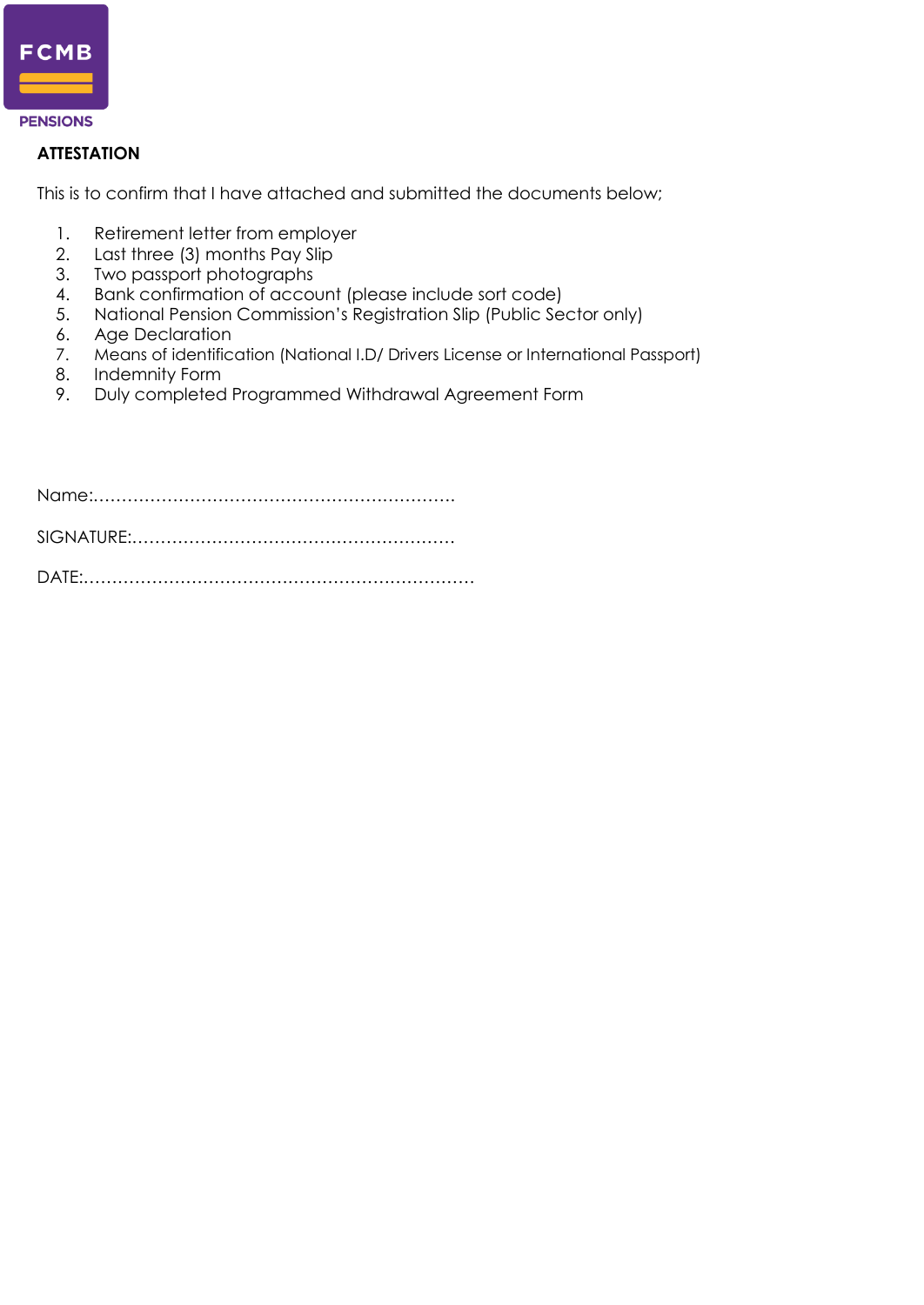FCMB PENSIONS

**ATTESTATION**

This is to confirm that I have attached and submitted the documents below;

1. Retirement letter from employer
2. Last three (3) months Pay Slip
3. Two passport photographs
4. Bank confirmation of account (please include sort code)
5. National Pension Commission's Registration Slip (Public Sector only)
6. Age Declaration
7. Means of identification (National I.D/ Drivers License or International Passport)
8. Indemnity Form
9. Duly completed Programmed Withdrawal Agreement Form

Name:………………………………………………………

SIGNATURE:………………………………………………

DATE:…………………………………………………………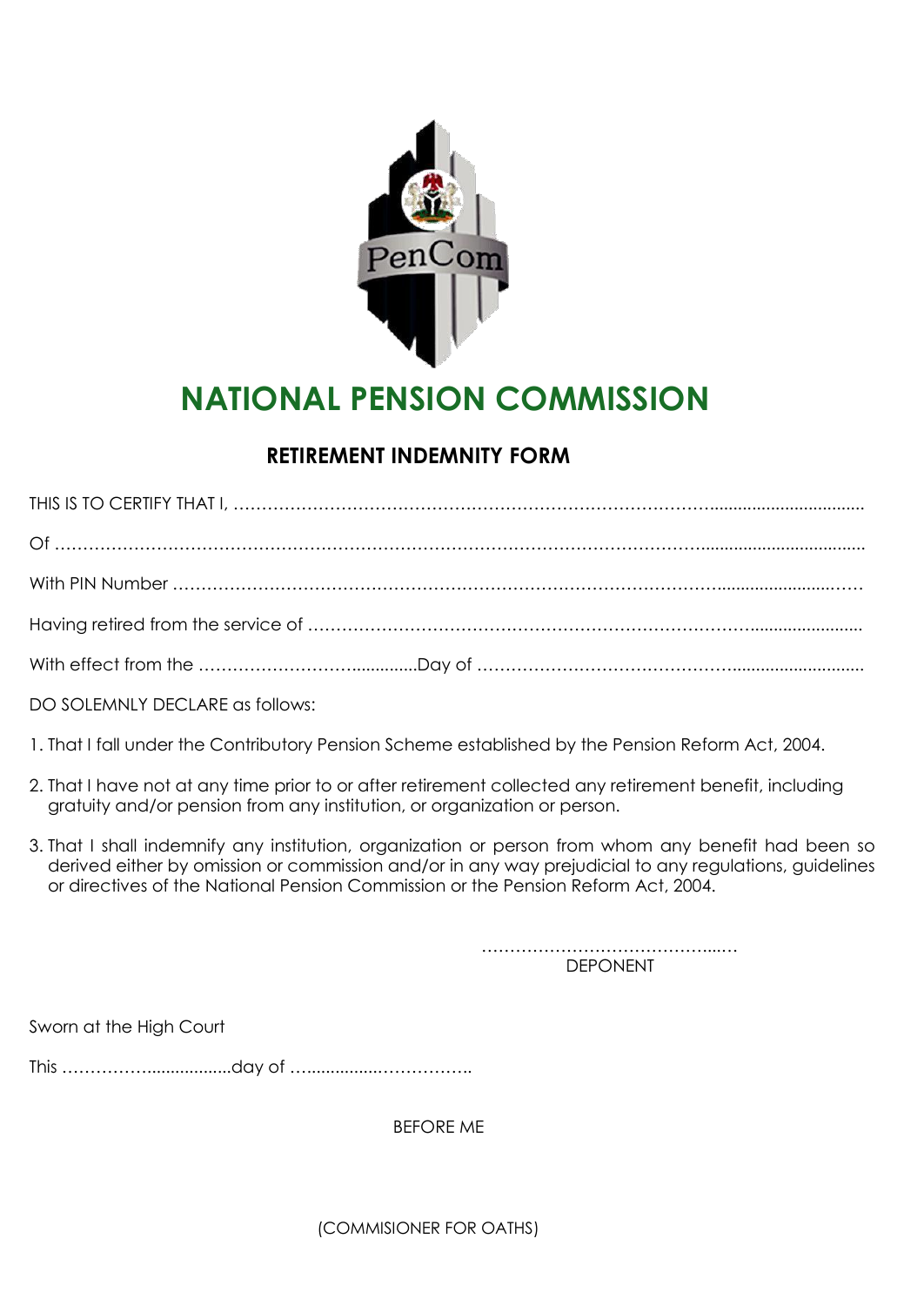# NATIONAL PENSION COMMISSION

## RETIREMENT INDEMNITY FORM

THIS IS TO CERTIFY THAT I, ……………………………………………………………………………………………………

Of ……………………………………………………………………………………………………………………………

With PIN Number ……………………………………………………………………………………………………

Having retired from the service of …………………………………………………………………………………

With effect from the ……………………………..............Day of ………………………………………………………

DO SOLEMNLY DECLARE as follows:

1. That I fall under the Contributory Pension Scheme established by the Pension Reform Act, 2004.
2. That I have not at any time prior to or after retirement collected any retirement benefit, including gratuity and/or pension from any institution, or organization or person.
3. That I shall indemnify any institution, organization or person from whom any benefit had been so derived either by omission or commission and/or in any way prejudicial to any regulations, guidelines or directives of the National Pension Commission or the Pension Reform Act, 2004.

………………………………………

DEPONENT

Sworn at the High Court

This ……………….................day of ………………………………..

BEFORE ME

(COMMISIONER FOR OATHS)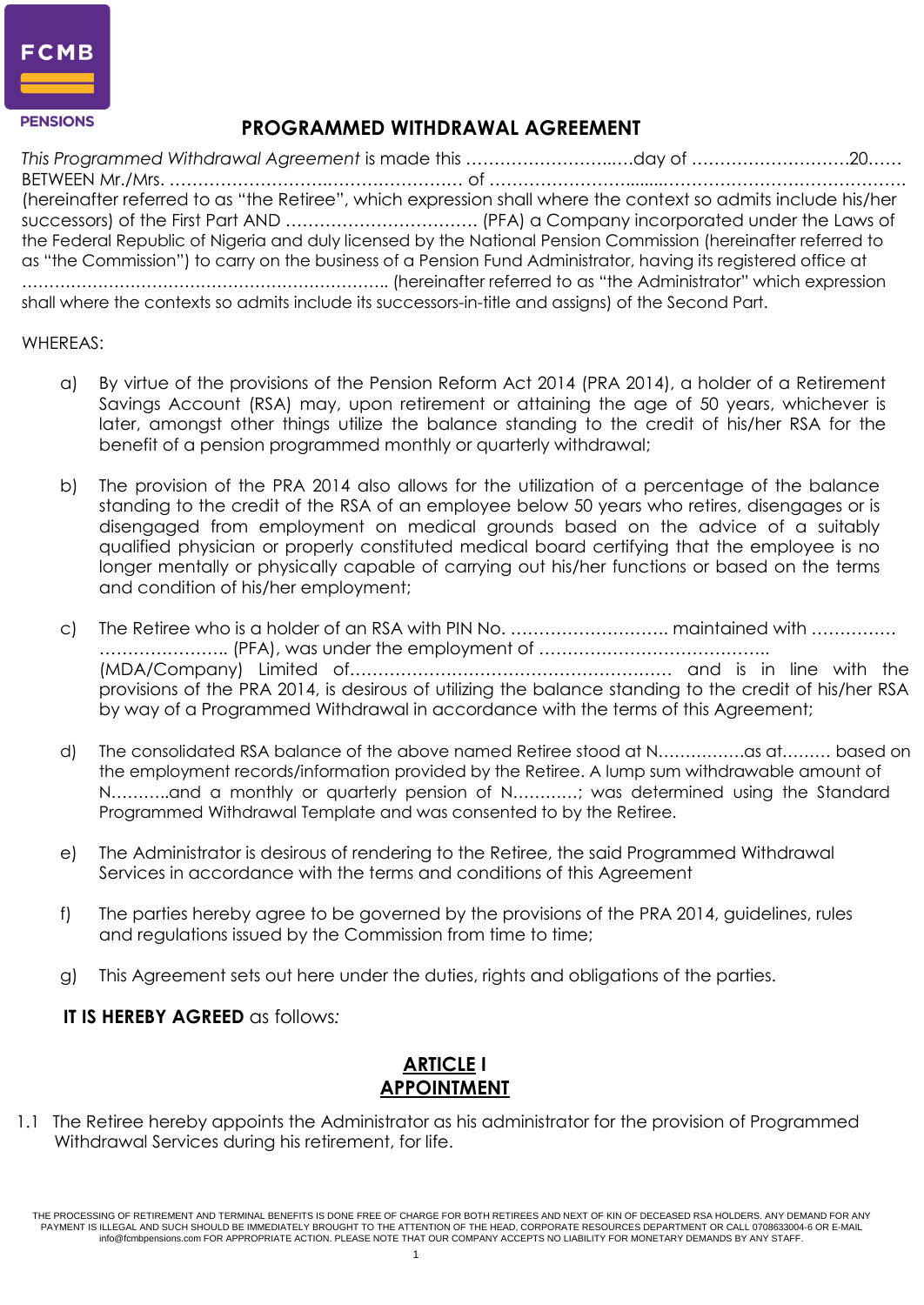# PROGRAMMED WITHDRAWAL AGREEMENT

*This Programmed Withdrawal Agreement* is made this ……………………..….day of ……………………….20…… BETWEEN Mr./Mrs. ……………………….…………………… of …………………….......…………………………………… (hereinafter referred to as "the Retiree", which expression shall where the context so admits include his/her successors) of the First Part AND ……………………………. (PFA) a Company incorporated under the Laws of the Federal Republic of Nigeria and duly licensed by the National Pension Commission (hereinafter referred to as "the Commission") to carry on the business of a Pension Fund Administrator, having its registered office at …………………………………………………………. (hereinafter referred to as "the Administrator" which expression shall where the contexts so admits include its successors-in-title and assigns) of the Second Part.

WHEREAS:

a) By virtue of the provisions of the Pension Reform Act 2014 (PRA 2014), a holder of a Retirement Savings Account (RSA) may, upon retirement or attaining the age of 50 years, whichever is later, amongst other things utilize the balance standing to the credit of his/her RSA for the benefit of a pension programmed monthly or quarterly withdrawal;

b) The provision of the PRA 2014 also allows for the utilization of a percentage of the balance standing to the credit of the RSA of an employee below 50 years who retires, disengages or is disengaged from employment on medical grounds based on the advice of a suitably qualified physician or properly constituted medical board certifying that the employee is no longer mentally or physically capable of carrying out his/her functions or based on the terms and condition of his/her employment;

c) The Retiree who is a holder of an RSA with PIN No. ………………………. maintained with …………… …………..……….. (PFA), was under the employment of …………….…………………….. (MDA/Company) Limited of………………………………………………… and is in line with the provisions of the PRA 2014, is desirous of utilizing the balance standing to the credit of his/her RSA by way of a Programmed Withdrawal in accordance with the terms of this Agreement;

d) The consolidated RSA balance of the above named Retiree stood at N…………….as at……… based on the employment records/information provided by the Retiree. A lump sum withdrawable amount of N………..and a monthly or quarterly pension of N………..; was determined using the Standard Programmed Withdrawal Template and was consented to by the Retiree.

e) The Administrator is desirous of rendering to the Retiree, the said Programmed Withdrawal Services in accordance with the terms and conditions of this Agreement

f) The parties hereby agree to be governed by the provisions of the PRA 2014, guidelines, rules and regulations issued by the Commission from time to time;

g) This Agreement sets out here under the duties, rights and obligations of the parties.

**IT IS HEREBY AGREED** as follows*:*

## ARTICLE I
## APPOINTMENT

1.1 The Retiree hereby appoints the Administrator as his administrator for the provision of Programmed Withdrawal Services during his retirement, for life.

THE PROCESSING OF RETIREMENT AND TERMINAL BENEFITS IS DONE FREE OF CHARGE FOR BOTH RETIREES AND NEXT OF KIN OF DECEASED RSA HOLDERS. ANY DEMAND FOR ANY PAYMENT IS ILLEGAL AND SUCH SHOULD BE IMMEDIATELY BROUGHT TO THE ATTENTION OF THE HEAD, CORPORATE RESOURCES DEPARTMENT OR CALL 0708633004-6 OR E-MAIL info@fcmbpensions.com FOR APPROPRIATE ACTION. PLEASE NOTE THAT OUR COMPANY ACCEPTS NO LIABILITY FOR MONETARY DEMANDS BY ANY STAFF.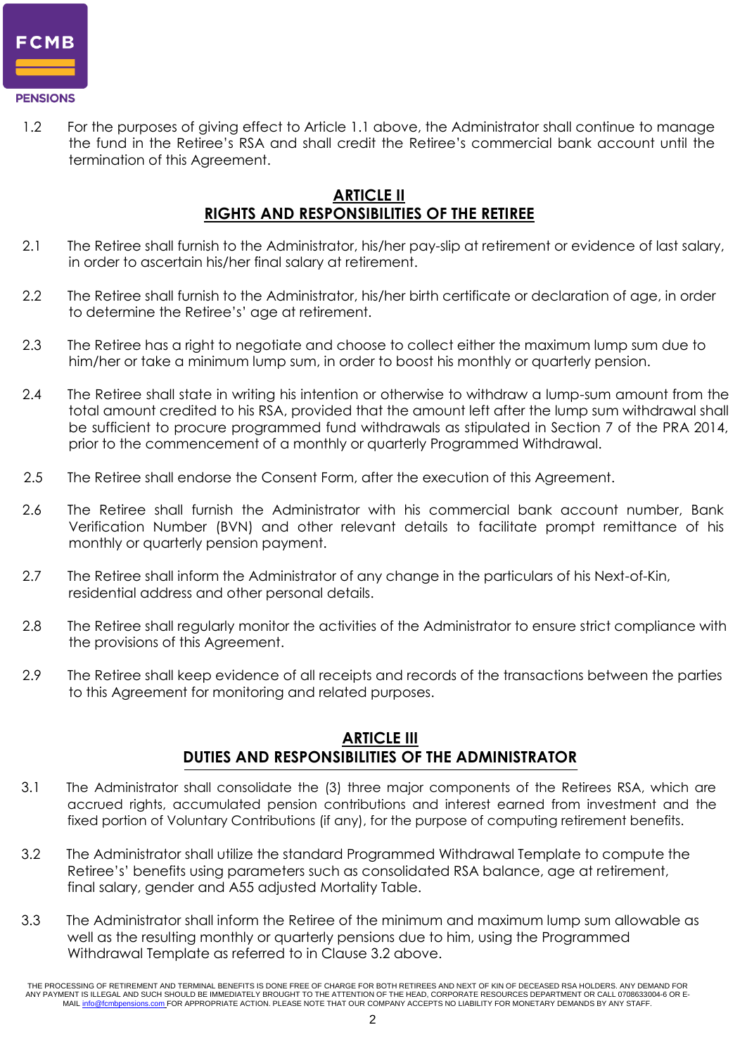1.2 For the purposes of giving effect to Article 1.1 above, the Administrator shall continue to manage the fund in the Retiree's RSA and shall credit the Retiree's commercial bank account until the termination of this Agreement.

## ARTICLE II
## RIGHTS AND RESPONSIBILITIES OF THE RETIREE

2.1 The Retiree shall furnish to the Administrator, his/her pay-slip at retirement or evidence of last salary, in order to ascertain his/her final salary at retirement.

2.2 The Retiree shall furnish to the Administrator, his/her birth certificate or declaration of age, in order to determine the Retiree's' age at retirement.

2.3 The Retiree has a right to negotiate and choose to collect either the maximum lump sum due to him/her or take a minimum lump sum, in order to boost his monthly or quarterly pension.

2.4 The Retiree shall state in writing his intention or otherwise to withdraw a lump-sum amount from the total amount credited to his RSA, provided that the amount left after the lump sum withdrawal shall be sufficient to procure programmed fund withdrawals as stipulated in Section 7 of the PRA 2014, prior to the commencement of a monthly or quarterly Programmed Withdrawal.

2.5 The Retiree shall endorse the Consent Form, after the execution of this Agreement.

2.6 The Retiree shall furnish the Administrator with his commercial bank account number, Bank Verification Number (BVN) and other relevant details to facilitate prompt remittance of his monthly or quarterly pension payment.

2.7 The Retiree shall inform the Administrator of any change in the particulars of his Next-of-Kin, residential address and other personal details.

2.8 The Retiree shall regularly monitor the activities of the Administrator to ensure strict compliance with the provisions of this Agreement.

2.9 The Retiree shall keep evidence of all receipts and records of the transactions between the parties to this Agreement for monitoring and related purposes.

## ARTICLE III
## DUTIES AND RESPONSIBILITIES OF THE ADMINISTRATOR

3.1 The Administrator shall consolidate the (3) three major components of the Retirees RSA, which are accrued rights, accumulated pension contributions and interest earned from investment and the fixed portion of Voluntary Contributions (if any), for the purpose of computing retirement benefits.

3.2 The Administrator shall utilize the standard Programmed Withdrawal Template to compute the Retiree's' benefits using parameters such as consolidated RSA balance, age at retirement, final salary, gender and A55 adjusted Mortality Table.

3.3 The Administrator shall inform the Retiree of the minimum and maximum lump sum allowable as well as the resulting monthly or quarterly pensions due to him, using the Programmed Withdrawal Template as referred to in Clause 3.2 above.

THE PROCESSING OF RETIREMENT AND TERMINAL BENEFITS IS DONE FREE OF CHARGE FOR BOTH RETIREES AND NEXT OF KIN OF DECEASED RSA HOLDERS. ANY DEMAND FOR ANY PAYMENT IS ILLEGAL AND SUCH SHOULD BE IMMEDIATELY BROUGHT TO THE ATTENTION OF THE HEAD, CORPORATE RESOURCES DEPARTMENT OR CALL 0708633004-6 OR E-MAIL info@fcmbpensions.com FOR APPROPRIATE ACTION. PLEASE NOTE THAT OUR COMPANY ACCEPTS NO LIABILITY FOR MONETARY DEMANDS BY ANY STAFF.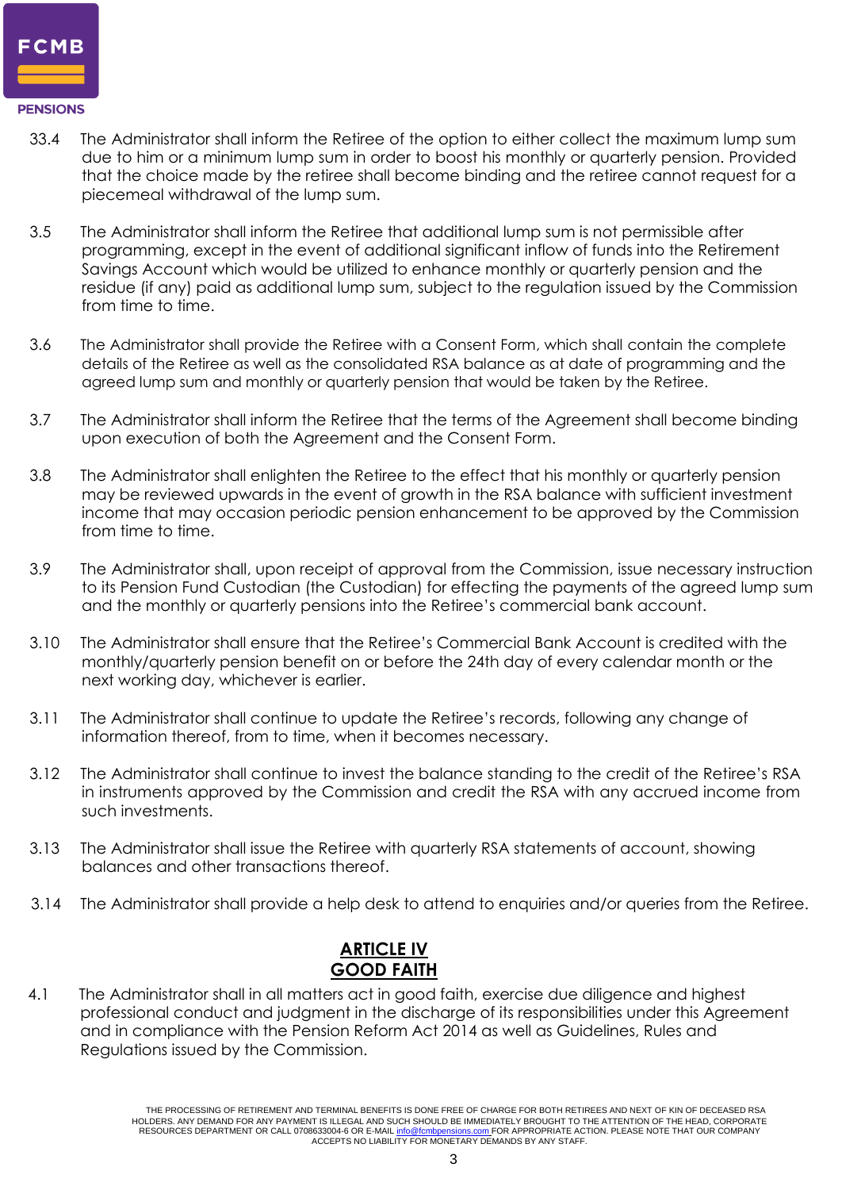33.4 The Administrator shall inform the Retiree of the option to either collect the maximum lump sum due to him or a minimum lump sum in order to boost his monthly or quarterly pension. Provided that the choice made by the retiree shall become binding and the retiree cannot request for a piecemeal withdrawal of the lump sum.

3.5 The Administrator shall inform the Retiree that additional lump sum is not permissible after programming, except in the event of additional significant inflow of funds into the Retirement Savings Account which would be utilized to enhance monthly or quarterly pension and the residue (if any) paid as additional lump sum, subject to the regulation issued by the Commission from time to time.

3.6 The Administrator shall provide the Retiree with a Consent Form, which shall contain the complete details of the Retiree as well as the consolidated RSA balance as at date of programming and the agreed lump sum and monthly or quarterly pension that would be taken by the Retiree.

3.7 The Administrator shall inform the Retiree that the terms of the Agreement shall become binding upon execution of both the Agreement and the Consent Form.

3.8 The Administrator shall enlighten the Retiree to the effect that his monthly or quarterly pension may be reviewed upwards in the event of growth in the RSA balance with sufficient investment income that may occasion periodic pension enhancement to be approved by the Commission from time to time.

3.9 The Administrator shall, upon receipt of approval from the Commission, issue necessary instruction to its Pension Fund Custodian (the Custodian) for effecting the payments of the agreed lump sum and the monthly or quarterly pensions into the Retiree's commercial bank account.

3.10 The Administrator shall ensure that the Retiree's Commercial Bank Account is credited with the monthly/quarterly pension benefit on or before the 24th day of every calendar month or the next working day, whichever is earlier.

3.11 The Administrator shall continue to update the Retiree's records, following any change of information thereof, from to time, when it becomes necessary.

3.12 The Administrator shall continue to invest the balance standing to the credit of the Retiree's RSA in instruments approved by the Commission and credit the RSA with any accrued income from such investments.

3.13 The Administrator shall issue the Retiree with quarterly RSA statements of account, showing balances and other transactions thereof.

3.14 The Administrator shall provide a help desk to attend to enquiries and/or queries from the Retiree.

## ARTICLE IV
## GOOD FAITH

4.1 The Administrator shall in all matters act in good faith, exercise due diligence and highest professional conduct and judgment in the discharge of its responsibilities under this Agreement and in compliance with the Pension Reform Act 2014 as well as Guidelines, Rules and Regulations issued by the Commission.

THE PROCESSING OF RETIREMENT AND TERMINAL BENEFITS IS DONE FREE OF CHARGE FOR BOTH RETIREES AND NEXT OF KIN OF DECEASED RSA HOLDERS. ANY DEMAND FOR ANY PAYMENT IS ILLEGAL AND SUCH SHOULD BE IMMEDIATELY BROUGHT TO THE ATTENTION OF THE HEAD, CORPORATE RESOURCES DEPARTMENT OR CALL 0708633004-6 OR E-MAIL info@fcmbpensions.com FOR APPROPRIATE ACTION. PLEASE NOTE THAT OUR COMPANY ACCEPTS NO LIABILITY FOR MONETARY DEMANDS BY ANY STAFF.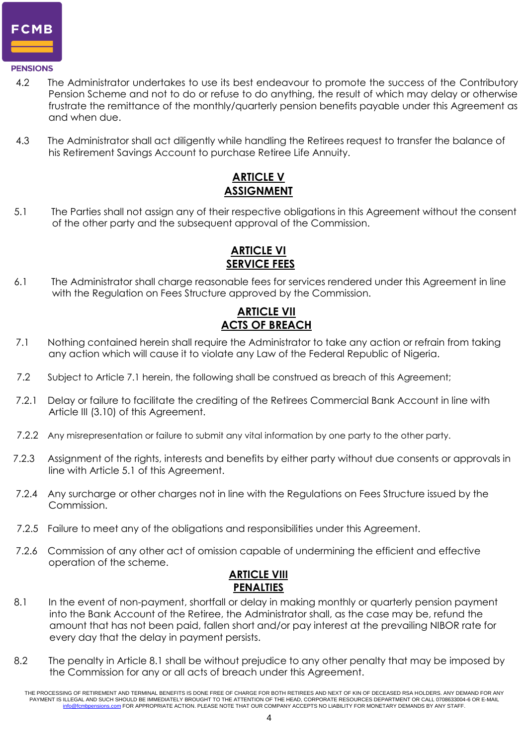4.2 The Administrator undertakes to use its best endeavour to promote the success of the Contributory Pension Scheme and not to do or refuse to do anything, the result of which may delay or otherwise frustrate the remittance of the monthly/quarterly pension benefits payable under this Agreement as and when due.

4.3 The Administrator shall act diligently while handling the Retirees request to transfer the balance of his Retirement Savings Account to purchase Retiree Life Annuity.

## ARTICLE V
## ASSIGNMENT

5.1 The Parties shall not assign any of their respective obligations in this Agreement without the consent of the other party and the subsequent approval of the Commission.

## ARTICLE VI
## SERVICE FEES

6.1 The Administrator shall charge reasonable fees for services rendered under this Agreement in line with the Regulation on Fees Structure approved by the Commission.

## ARTICLE VII
## ACTS OF BREACH

7.1 Nothing contained herein shall require the Administrator to take any action or refrain from taking any action which will cause it to violate any Law of the Federal Republic of Nigeria.

7.2 Subject to Article 7.1 herein, the following shall be construed as breach of this Agreement;

7.2.1 Delay or failure to facilitate the crediting of the Retirees Commercial Bank Account in line with Article III (3.10) of this Agreement.

7.2.2 Any misrepresentation or failure to submit any vital information by one party to the other party.

7.2.3 Assignment of the rights, interests and benefits by either party without due consents or approvals in line with Article 5.1 of this Agreement.

7.2.4 Any surcharge or other charges not in line with the Regulations on Fees Structure issued by the Commission.

7.2.5 Failure to meet any of the obligations and responsibilities under this Agreement.

7.2.6 Commission of any other act of omission capable of undermining the efficient and effective operation of the scheme.

## ARTICLE VIII
## PENALTIES

8.1 In the event of non-payment, shortfall or delay in making monthly or quarterly pension payment into the Bank Account of the Retiree, the Administrator shall, as the case may be, refund the amount that has not been paid, fallen short and/or pay interest at the prevailing NIBOR rate for every day that the delay in payment persists.

8.2 The penalty in Article 8.1 shall be without prejudice to any other penalty that may be imposed by the Commission for any or all acts of breach under this Agreement.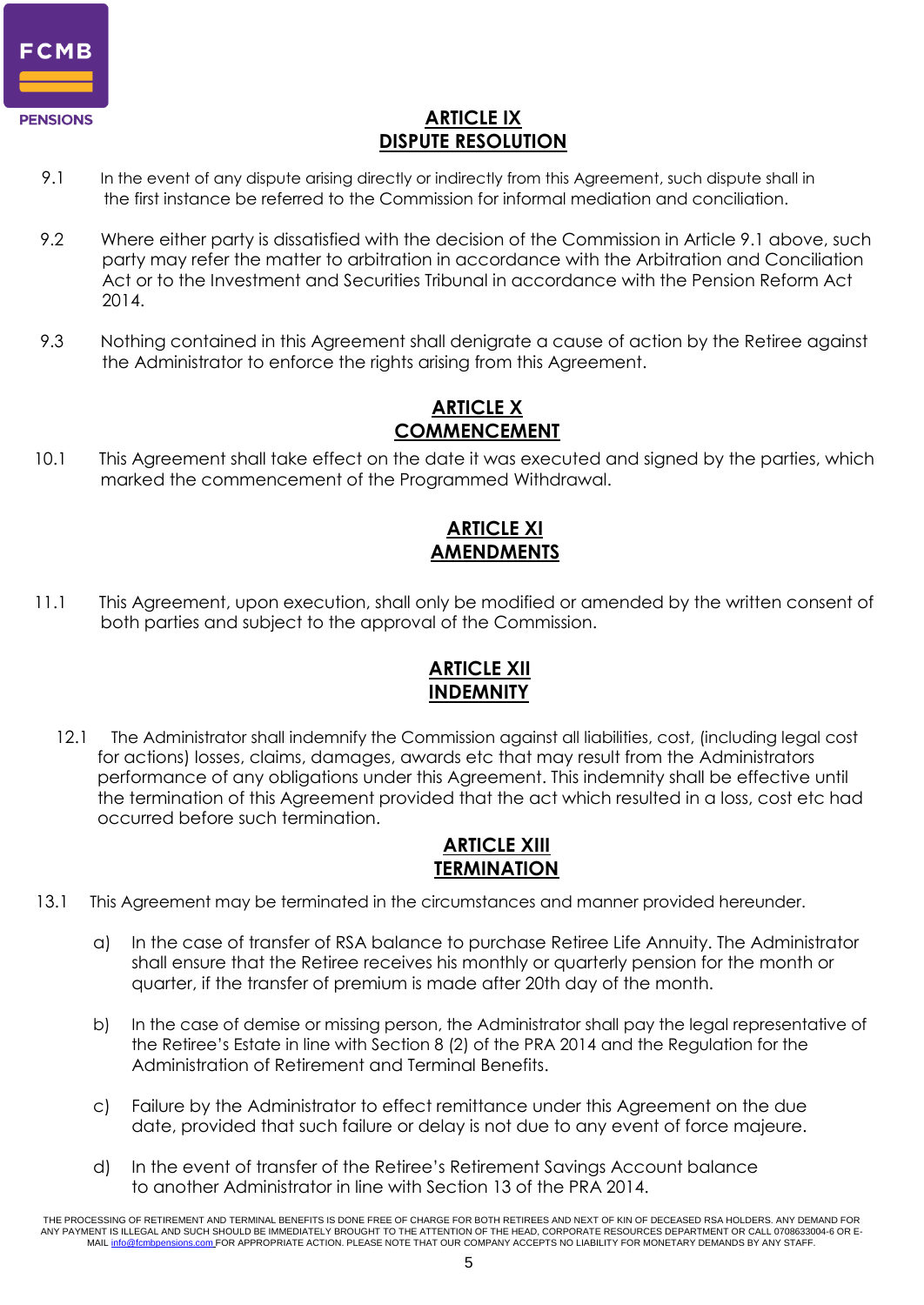## ARTICLE IX
## DISPUTE RESOLUTION

9.1 In the event of any dispute arising directly or indirectly from this Agreement, such dispute shall in the first instance be referred to the Commission for informal mediation and conciliation.

9.2 Where either party is dissatisfied with the decision of the Commission in Article 9.1 above, such party may refer the matter to arbitration in accordance with the Arbitration and Conciliation Act or to the Investment and Securities Tribunal in accordance with the Pension Reform Act 2014.

9.3 Nothing contained in this Agreement shall denigrate a cause of action by the Retiree against the Administrator to enforce the rights arising from this Agreement.

## ARTICLE X
## COMMENCEMENT

10.1 This Agreement shall take effect on the date it was executed and signed by the parties, which marked the commencement of the Programmed Withdrawal.

## ARTICLE XI
## AMENDMENTS

11.1 This Agreement, upon execution, shall only be modified or amended by the written consent of both parties and subject to the approval of the Commission.

## ARTICLE XII
## INDEMNITY

12.1 The Administrator shall indemnify the Commission against all liabilities, cost, (including legal cost for actions) losses, claims, damages, awards etc that may result from the Administrators performance of any obligations under this Agreement. This indemnity shall be effective until the termination of this Agreement provided that the act which resulted in a loss, cost etc had occurred before such termination.

## ARTICLE XIII
## TERMINATION

13.1 This Agreement may be terminated in the circumstances and manner provided hereunder.

a) In the case of transfer of RSA balance to purchase Retiree Life Annuity. The Administrator shall ensure that the Retiree receives his monthly or quarterly pension for the month or quarter, if the transfer of premium is made after 20th day of the month.

b) In the case of demise or missing person, the Administrator shall pay the legal representative of the Retiree's Estate in line with Section 8 (2) of the PRA 2014 and the Regulation for the Administration of Retirement and Terminal Benefits.

c) Failure by the Administrator to effect remittance under this Agreement on the due date, provided that such failure or delay is not due to any event of force majeure.

d) In the event of transfer of the Retiree's Retirement Savings Account balance to another Administrator in line with Section 13 of the PRA 2014.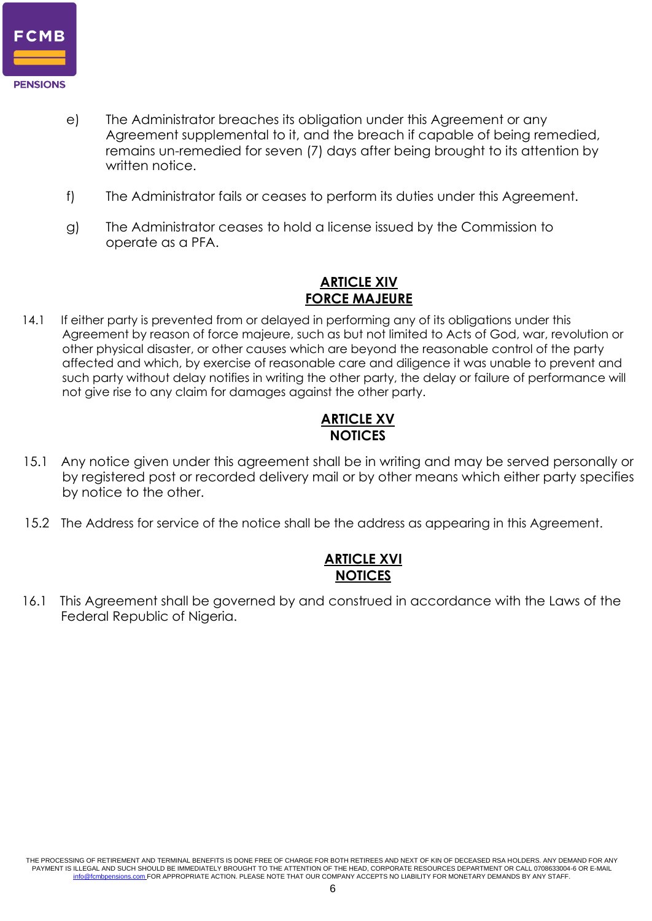e) The Administrator breaches its obligation under this Agreement or any Agreement supplemental to it, and the breach if capable of being remedied, remains un-remedied for seven (7) days after being brought to its attention by written notice.

f) The Administrator fails or ceases to perform its duties under this Agreement.

g) The Administrator ceases to hold a license issued by the Commission to operate as a PFA.

## ARTICLE XIV
## FORCE MAJEURE

14.1 If either party is prevented from or delayed in performing any of its obligations under this Agreement by reason of force majeure, such as but not limited to Acts of God, war, revolution or other physical disaster, or other causes which are beyond the reasonable control of the party affected and which, by exercise of reasonable care and diligence it was unable to prevent and such party without delay notifies in writing the other party, the delay or failure of performance will not give rise to any claim for damages against the other party.

## ARTICLE XV
## NOTICES

15.1 Any notice given under this agreement shall be in writing and may be served personally or by registered post or recorded delivery mail or by other means which either party specifies by notice to the other.

15.2 The Address for service of the notice shall be the address as appearing in this Agreement.

## ARTICLE XVI
## NOTICES

16.1 This Agreement shall be governed by and construed in accordance with the Laws of the Federal Republic of Nigeria.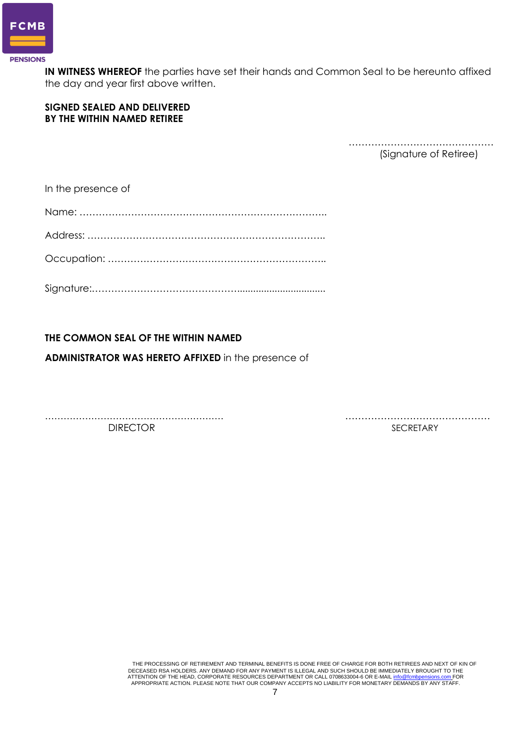**IN WITNESS WHEREOF** the parties have set their hands and Common Seal to be hereunto affixed the day and year first above written.

**SIGNED SEALED AND DELIVERED**
**BY THE WITHIN NAMED RETIREE**

………………………………………
(Signature of Retiree)

In the presence of

Name: ………………………………………………………………..

Address: ……………………………………………………………..

Occupation: ………………………………………………………..

Signature:……………………………………...............................

**THE COMMON SEAL OF THE WITHIN NAMED**

**ADMINISTRATOR WAS HERETO AFFIXED** in the presence of

…………………………………………………
DIRECTOR

………………………………………
SECRETARY

THE PROCESSING OF RETIREMENT AND TERMINAL BENEFITS IS DONE FREE OF CHARGE FOR BOTH RETIREES AND NEXT OF KIN OF DECEASED RSA HOLDERS. ANY DEMAND FOR ANY PAYMENT IS ILLEGAL AND SUCH SHOULD BE IMMEDIATELY BROUGHT TO THE ATTENTION OF THE HEAD, CORPORATE RESOURCES DEPARTMENT OR CALL 0708633004-6 OR E-MAIL info@fcmbpensions.com FOR APPROPRIATE ACTION. PLEASE NOTE THAT OUR COMPANY ACCEPTS NO LIABILITY FOR MONETARY DEMANDS BY ANY STAFF.